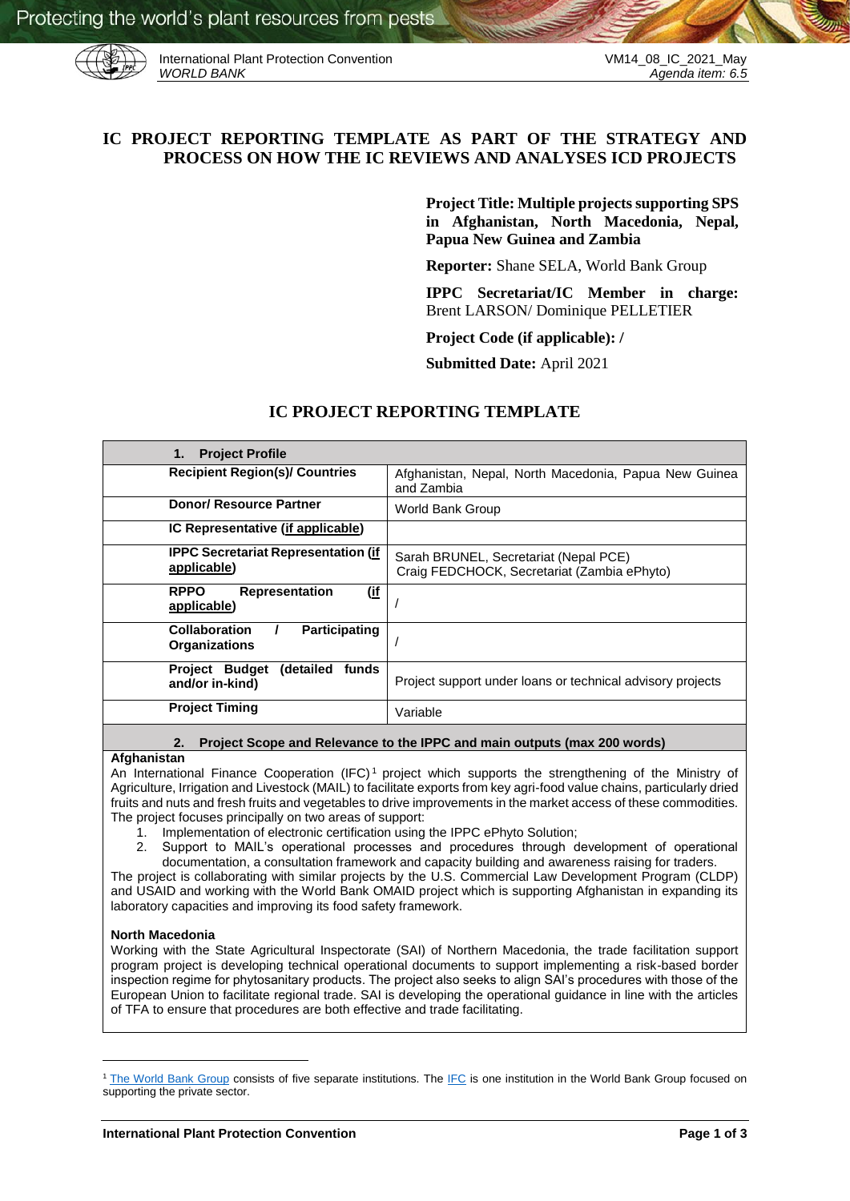# IC PROJECT REPORTING TEMPLATE AS PART OF THE STRATEGY AND PROCESS ON HOW THE IC REVIEWS AND ANALYSES ICD PROJECTS

**Project Title: Multiple projects supporting SPS in Afghanistan, North Macedonia, Nepal, Papua New Guinea and Zambia**

**Reporter:** Shane SELA, World Bank Group

**IPPC Secretariat/IC Member in charge:** Brent LARSON/ Dominique PELLETIER

**Project Code (if applicable): /**

**Submitted Date:** April 2021

## IC PROJECT REPORTING TEMPLATE

| **1. Project Profile** | |
|---|---|
| **Recipient Region(s)/ Countries** | Afghanistan, Nepal, North Macedonia, Papua New Guinea and Zambia |
| **Donor/ Resource Partner** | World Bank Group |
| **IC Representative (if applicable)** | |
| **IPPC Secretariat Representation (if applicable)** | Sarah BRUNEL, Secretariat (Nepal PCE)<br>Craig FEDCHOCK, Secretariat (Zambia ePhyto) |
| **RPPO Representation (if applicable)** | / |
| **Collaboration / Participating Organizations** | / |
| **Project Budget (detailed funds and/or in-kind)** | Project support under loans or technical advisory projects |
| **Project Timing** | Variable |

**2. Project Scope and Relevance to the IPPC and main outputs (max 200 words)**

**Afghanistan**

An International Finance Cooperation (IFC)[1] project which supports the strengthening of the Ministry of Agriculture, Irrigation and Livestock (MAIL) to facilitate exports from key agri-food value chains, particularly dried fruits and nuts and fresh fruits and vegetables to drive improvements in the market access of these commodities. The project focuses principally on two areas of support:

1. Implementation of electronic certification using the IPPC ePhyto Solution;
2. Support to MAIL's operational processes and procedures through development of operational documentation, a consultation framework and capacity building and awareness raising for traders.

The project is collaborating with similar projects by the U.S. Commercial Law Development Program (CLDP) and USAID and working with the World Bank OMAID project which is supporting Afghanistan in expanding its laboratory capacities and improving its food safety framework.

**North Macedonia**

Working with the State Agricultural Inspectorate (SAI) of Northern Macedonia, the trade facilitation support program project is developing technical operational documents to support implementing a risk-based border inspection regime for phytosanitary products. The project also seeks to align SAI's procedures with those of the European Union to facilitate regional trade. SAI is developing the operational guidance in line with the articles of TFA to ensure that procedures are both effective and trade facilitating.

---

[1] The World Bank Group consists of five separate institutions. The IFC is one institution in the World Bank Group focused on supporting the private sector.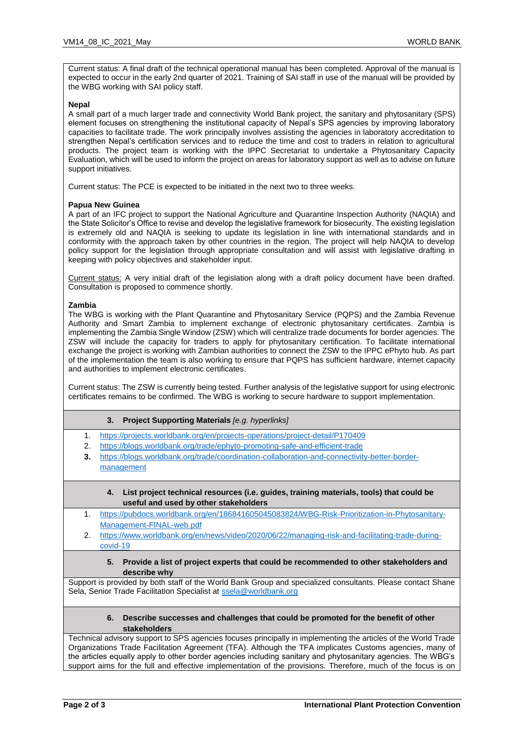Current status: A final draft of the technical operational manual has been completed. Approval of the manual is expected to occur in the early 2nd quarter of 2021. Training of SAI staff in use of the manual will be provided by the WBG working with SAI policy staff.

**Nepal**

A small part of a much larger trade and connectivity World Bank project, the sanitary and phytosanitary (SPS) element focuses on strengthening the institutional capacity of Nepal's SPS agencies by improving laboratory capacities to facilitate trade. The work principally involves assisting the agencies in laboratory accreditation to strengthen Nepal's certification services and to reduce the time and cost to traders in relation to agricultural products. The project team is working with the IPPC Secretariat to undertake a Phytosanitary Capacity Evaluation, which will be used to inform the project on areas for laboratory support as well as to advise on future support initiatives.

Current status: The PCE is expected to be initiated in the next two to three weeks.

**Papua New Guinea**

A part of an IFC project to support the National Agriculture and Quarantine Inspection Authority (NAQIA) and the State Solicitor's Office to revise and develop the legislative framework for biosecurity. The existing legislation is extremely old and NAQIA is seeking to update its legislation in line with international standards and in conformity with the approach taken by other countries in the region. The project will help NAQIA to develop policy support for the legislation through appropriate consultation and will assist with legislative drafting in keeping with policy objectives and stakeholder input.

Current status: A very initial draft of the legislation along with a draft policy document have been drafted. Consultation is proposed to commence shortly.

**Zambia**

The WBG is working with the Plant Quarantine and Phytosanitary Service (PQPS) and the Zambia Revenue Authority and Smart Zambia to implement exchange of electronic phytosanitary certificates. Zambia is implementing the Zambia Single Window (ZSW) which will centralize trade documents for border agencies. The ZSW will include the capacity for traders to apply for phytosanitary certification. To facilitate international exchange the project is working with Zambian authorities to connect the ZSW to the IPPC ePhyto hub. As part of the implementation the team is also working to ensure that PQPS has sufficient hardware, internet capacity and authorities to implement electronic certificates.

Current status: The ZSW is currently being tested. Further analysis of the legislative support for using electronic certificates remains to be confirmed. The WBG is working to secure hardware to support implementation.

### 3. Project Supporting Materials *[e.g. hyperlinks]*

1. https://projects.worldbank.org/en/projects-operations/project-detail/P170409
2. https://blogs.worldbank.org/trade/ephyto-promoting-safe-and-efficient-trade
3. https://blogs.worldbank.org/trade/coordination-collaboration-and-connectivity-better-border-management

### 4. List project technical resources (i.e. guides, training materials, tools) that could be useful and used by other stakeholders

1. https://pubdocs.worldbank.org/en/186841605045083824/WBG-Risk-Prioritization-in-Phytosanitary-Management-FINAL-web.pdf
2. https://www.worldbank.org/en/news/video/2020/06/22/managing-risk-and-facilitating-trade-during-covid-19

### 5. Provide a list of project experts that could be recommended to other stakeholders and describe why

Support is provided by both staff of the World Bank Group and specialized consultants. Please contact Shane Sela, Senior Trade Facilitation Specialist at ssela@worldbank.org

### 6. Describe successes and challenges that could be promoted for the benefit of other stakeholders

Technical advisory support to SPS agencies focuses principally in implementing the articles of the World Trade Organizations Trade Facilitation Agreement (TFA). Although the TFA implicates Customs agencies, many of the articles equally apply to other border agencies including sanitary and phytosanitary agencies. The WBG's support aims for the full and effective implementation of the provisions. Therefore, much of the focus is on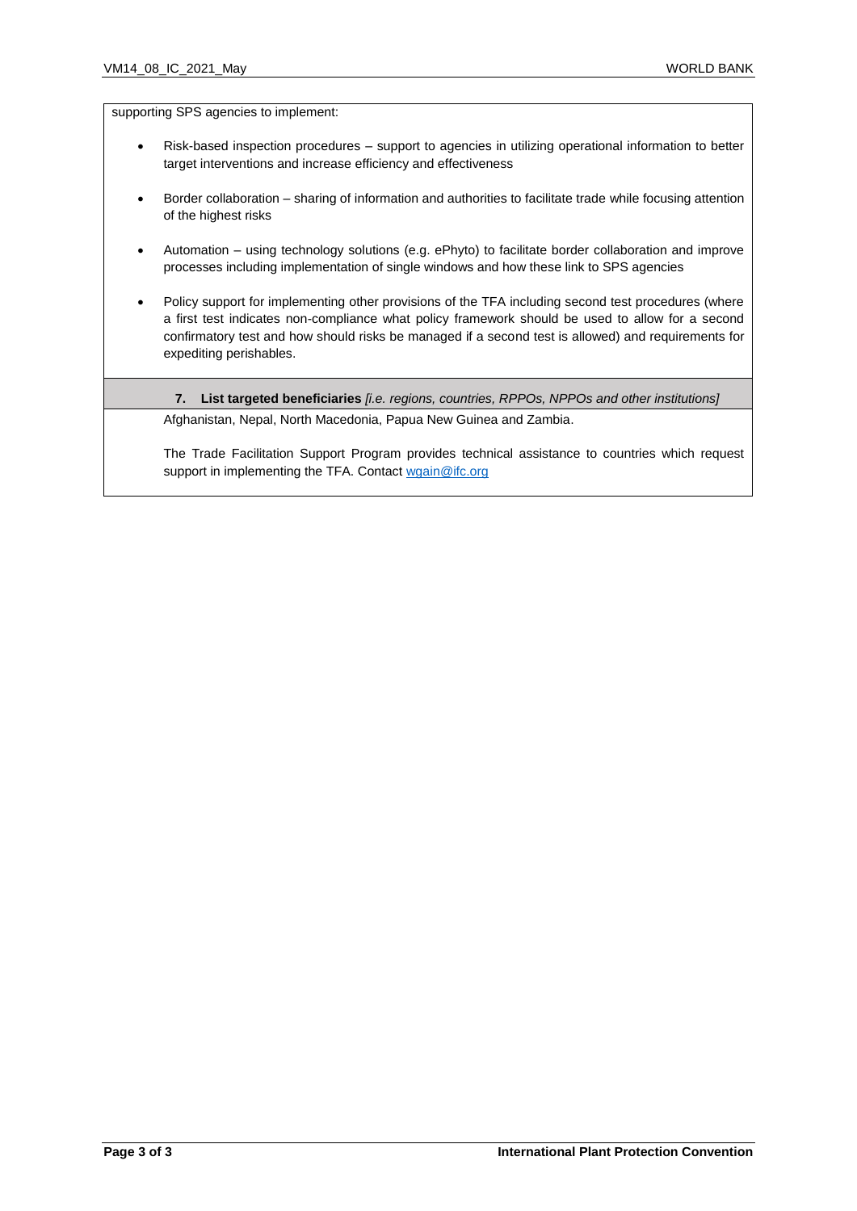supporting SPS agencies to implement:

- Risk-based inspection procedures – support to agencies in utilizing operational information to better target interventions and increase efficiency and effectiveness
- Border collaboration – sharing of information and authorities to facilitate trade while focusing attention of the highest risks
- Automation – using technology solutions (e.g. ePhyto) to facilitate border collaboration and improve processes including implementation of single windows and how these link to SPS agencies
- Policy support for implementing other provisions of the TFA including second test procedures (where a first test indicates non-compliance what policy framework should be used to allow for a second confirmatory test and how should risks be managed if a second test is allowed) and requirements for expediting perishables.

**7. List targeted beneficiaries** *[i.e. regions, countries, RPPOs, NPPOs and other institutions]*

Afghanistan, Nepal, North Macedonia, Papua New Guinea and Zambia.

The Trade Facilitation Support Program provides technical assistance to countries which request support in implementing the TFA. Contact wgain@ifc.org